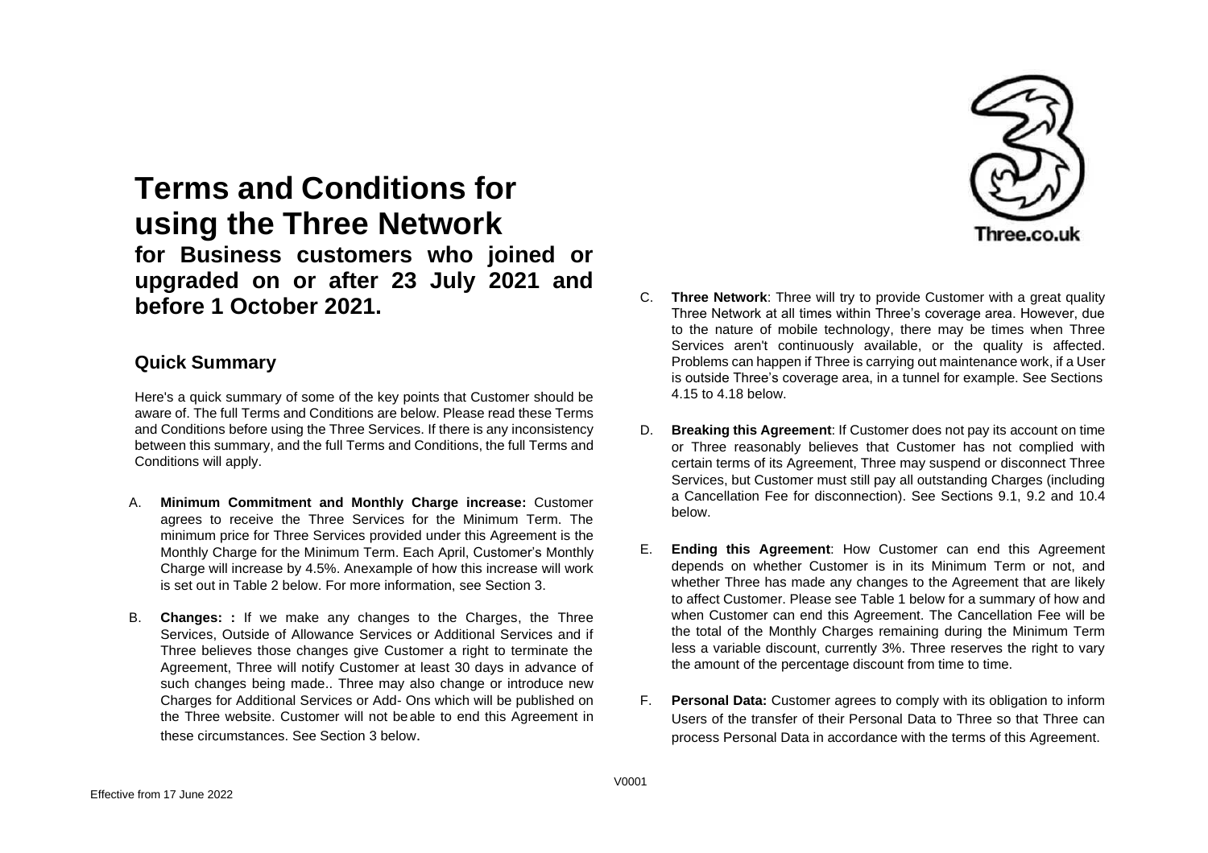# Terms and Conditions for using the Three Network

**for Business customers who joined or upgraded on or after 23 July 2021 and before 1 October 2021.**

## Quick Summary

Here's a quick summary of some of the key points that Customer should be aware of. The full Terms and Conditions are below. Please read these Terms and Conditions before using the Three Services. If there is any inconsistency between this summary, and the full Terms and Conditions, the full Terms and Conditions will apply.

A. **Minimum Commitment and Monthly Charge increase:** Customer agrees to receive the Three Services for the Minimum Term. The minimum price for Three Services provided under this Agreement is the Monthly Charge for the Minimum Term. Each April, Customer's Monthly Charge will increase by 4.5%. Anexample of how this increase will work is set out in Table 2 below. For more information, see Section 3.

B. **Changes: :** If we make any changes to the Charges, the Three Services, Outside of Allowance Services or Additional Services and if Three believes those changes give Customer a right to terminate the Agreement, Three will notify Customer at least 30 days in advance of such changes being made.. Three may also change or introduce new Charges for Additional Services or Add- Ons which will be published on the Three website. Customer will not be able to end this Agreement in these circumstances. See Section 3 below.

C. **Three Network**: Three will try to provide Customer with a great quality Three Network at all times within Three's coverage area. However, due to the nature of mobile technology, there may be times when Three Services aren't continuously available, or the quality is affected. Problems can happen if Three is carrying out maintenance work, if a User is outside Three's coverage area, in a tunnel for example. See Sections 4.15 to 4.18 below.

D. **Breaking this Agreement**: If Customer does not pay its account on time or Three reasonably believes that Customer has not complied with certain terms of its Agreement, Three may suspend or disconnect Three Services, but Customer must still pay all outstanding Charges (including a Cancellation Fee for disconnection). See Sections 9.1, 9.2 and 10.4 below.

E. **Ending this Agreement**: How Customer can end this Agreement depends on whether Customer is in its Minimum Term or not, and whether Three has made any changes to the Agreement that are likely to affect Customer. Please see Table 1 below for a summary of how and when Customer can end this Agreement. The Cancellation Fee will be the total of the Monthly Charges remaining during the Minimum Term less a variable discount, currently 3%. Three reserves the right to vary the amount of the percentage discount from time to time.

F. **Personal Data:** Customer agrees to comply with its obligation to inform Users of the transfer of their Personal Data to Three so that Three can process Personal Data in accordance with the terms of this Agreement.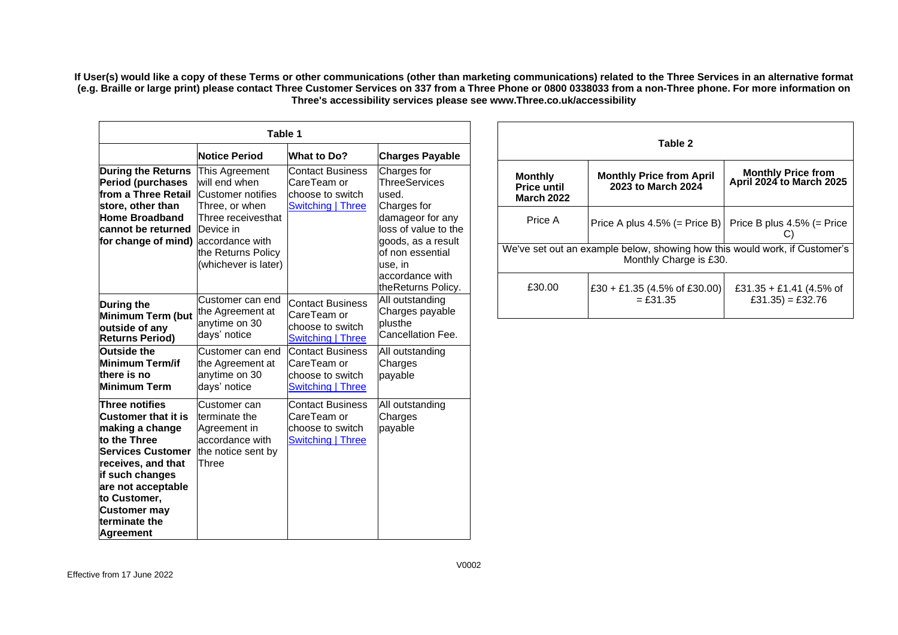**If User(s) would like a copy of these Terms or other communications (other than marketing communications) related to the Three Services in an alternative format (e.g. Braille or large print) please contact Three Customer Services on 337 from a Three Phone or 0800 0338033 from a non-Three phone. For more information on Three's accessibility services please see www.Three.co.uk/accessibility**

| **Table 1** | | | |
|---|---|---|---|
| | **Notice Period** | **What to Do?** | **Charges Payable** |
| **During the Returns Period (purchases from a Three Retail store, other than Home Broadband cannot be returned for change of mind)** | This Agreement will end when Customer notifies Three, or when Three receivesthat Device in accordance with the Returns Policy (whichever is later) | Contact Business CareTeam or choose to switch [Switching \| Three] | Charges for ThreeServices used. Charges for damageor for any loss of value to the goods, as a result of non essential use, in accordance with theReturns Policy. |
| **During the Minimum Term (but outside of any Returns Period)** | Customer can end the Agreement at anytime on 30 days' notice | Contact Business CareTeam or choose to switch [Switching \| Three] | All outstanding Charges payable plusthe Cancellation Fee. |
| **Outside the Minimum Term/if there is no Minimum Term** | Customer can end the Agreement at anytime on 30 days' notice | Contact Business CareTeam or choose to switch [Switching \| Three] | All outstanding Charges payable |
| **Three notifies Customer that it is making a change to the Three Services Customer receives, and that if such changes are not acceptable to Customer, Customer may terminate the Agreement** | Customer can terminate the Agreement in accordance with the notice sent by Three | Contact Business CareTeam or choose to switch [Switching \| Three] | All outstanding Charges payable |

| **Table 2** | | |
|---|---|---|
| **Monthly Price until March 2022** | **Monthly Price from April 2023 to March 2024** | **Monthly Price from April 2024 to March 2025** |
| Price A | Price A plus 4.5% (= Price B) | Price B plus 4.5% (= Price C) |
| We've set out an example below, showing how this would work, if Customer's Monthly Charge is £30. | | |
| £30.00 | £30 + £1.35 (4.5% of £30.00) = £31.35 | £31.35 + £1.41 (4.5% of £31.35) = £32.76 |

V0002

Effective from 17 June 2022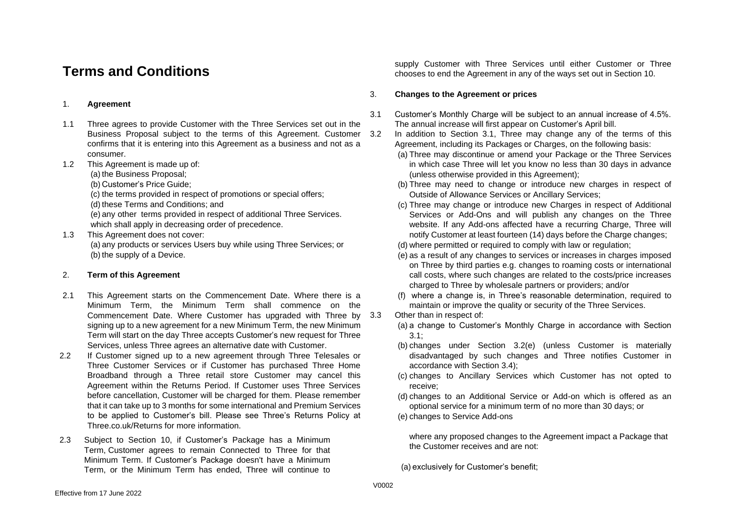# Terms and Conditions

1. **Agreement**

1.1 Three agrees to provide Customer with the Three Services set out in the Business Proposal subject to the terms of this Agreement. Customer confirms that it is entering into this Agreement as a business and not as a consumer.

1.2 This Agreement is made up of:
(a) the Business Proposal;
(b) Customer's Price Guide;
(c) the terms provided in respect of promotions or special offers;
(d) these Terms and Conditions; and
(e) any other terms provided in respect of additional Three Services.
which shall apply in decreasing order of precedence.

1.3 This Agreement does not cover:
(a) any products or services Users buy while using Three Services; or
(b) the supply of a Device.

2. **Term of this Agreement**

2.1 This Agreement starts on the Commencement Date. Where there is a Minimum Term, the Minimum Term shall commence on the Commencement Date. Where Customer has upgraded with Three by signing up to a new agreement for a new Minimum Term, the new Minimum Term will start on the day Three accepts Customer's new request for Three Services, unless Three agrees an alternative date with Customer.

2.2 If Customer signed up to a new agreement through Three Telesales or Three Customer Services or if Customer has purchased Three Home Broadband through a Three retail store Customer may cancel this Agreement within the Returns Period. If Customer uses Three Services before cancellation, Customer will be charged for them. Please remember that it can take up to 3 months for some international and Premium Services to be applied to Customer's bill. Please see Three's Returns Policy at Three.co.uk/Returns for more information.

2.3 Subject to Section 10, if Customer's Package has a Minimum Term, Customer agrees to remain Connected to Three for that Minimum Term. If Customer's Package doesn't have a Minimum Term, or the Minimum Term has ended, Three will continue to supply Customer with Three Services until either Customer or Three chooses to end the Agreement in any of the ways set out in Section 10.

3. **Changes to the Agreement or prices**

3.1 Customer's Monthly Charge will be subject to an annual increase of 4.5%. The annual increase will first appear on Customer's April bill.

3.2 In addition to Section 3.1, Three may change any of the terms of this Agreement, including its Packages or Charges, on the following basis:
(a) Three may discontinue or amend your Package or the Three Services in which case Three will let you know no less than 30 days in advance (unless otherwise provided in this Agreement);
(b) Three may need to change or introduce new charges in respect of Outside of Allowance Services or Ancillary Services;
(c) Three may change or introduce new Charges in respect of Additional Services or Add-Ons and will publish any changes on the Three website. If any Add-ons affected have a recurring Charge, Three will notify Customer at least fourteen (14) days before the Charge changes;
(d) where permitted or required to comply with law or regulation;
(e) as a result of any changes to services or increases in charges imposed on Three by third parties e.g. changes to roaming costs or international call costs, where such changes are related to the costs/price increases charged to Three by wholesale partners or providers; and/or
(f) where a change is, in Three's reasonable determination, required to maintain or improve the quality or security of the Three Services.

3.3 Other than in respect of:
(a) a change to Customer's Monthly Charge in accordance with Section 3.1;
(b) changes under Section 3.2(e) (unless Customer is materially disadvantaged by such changes and Three notifies Customer in accordance with Section 3.4);
(c) changes to Ancillary Services which Customer has not opted to receive;
(d) changes to an Additional Service or Add-on which is offered as an optional service for a minimum term of no more than 30 days; or
(e) changes to Service Add-ons

where any proposed changes to the Agreement impact a Package that the Customer receives and are not:

(a) exclusively for Customer's benefit;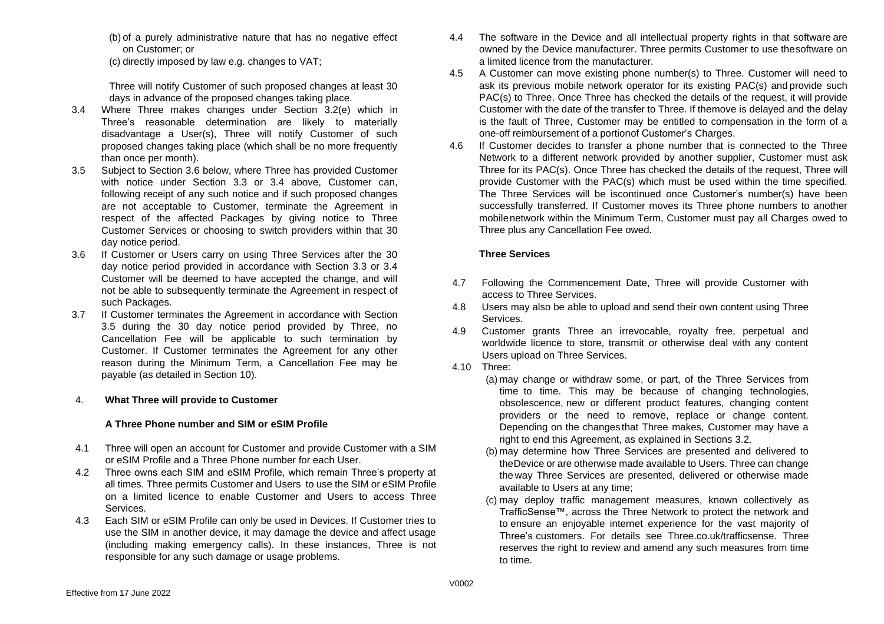(b) of a purely administrative nature that has no negative effect on Customer; or

(c) directly imposed by law e.g. changes to VAT;

Three will notify Customer of such proposed changes at least 30 days in advance of the proposed changes taking place.

3.4 Where Three makes changes under Section 3.2(e) which in Three's reasonable determination are likely to materially disadvantage a User(s), Three will notify Customer of such proposed changes taking place (which shall be no more frequently than once per month).

3.5 Subject to Section 3.6 below, where Three has provided Customer with notice under Section 3.3 or 3.4 above, Customer can, following receipt of any such notice and if such proposed changes are not acceptable to Customer, terminate the Agreement in respect of the affected Packages by giving notice to Three Customer Services or choosing to switch providers within that 30 day notice period.

3.6 If Customer or Users carry on using Three Services after the 30 day notice period provided in accordance with Section 3.3 or 3.4 Customer will be deemed to have accepted the change, and will not be able to subsequently terminate the Agreement in respect of such Packages.

3.7 If Customer terminates the Agreement in accordance with Section 3.5 during the 30 day notice period provided by Three, no Cancellation Fee will be applicable to such termination by Customer. If Customer terminates the Agreement for any other reason during the Minimum Term, a Cancellation Fee may be payable (as detailed in Section 10).

## 4. What Three will provide to Customer

### A Three Phone number and SIM or eSIM Profile

4.1 Three will open an account for Customer and provide Customer with a SIM or eSIM Profile and a Three Phone number for each User.

4.2 Three owns each SIM and eSIM Profile, which remain Three's property at all times. Three permits Customer and Users to use the SIM or eSIM Profile on a limited licence to enable Customer and Users to access Three Services.

4.3 Each SIM or eSIM Profile can only be used in Devices. If Customer tries to use the SIM in another device, it may damage the device and affect usage (including making emergency calls). In these instances, Three is not responsible for any such damage or usage problems.

4.4 The software in the Device and all intellectual property rights in that software are owned by the Device manufacturer. Three permits Customer to use thesoftware on a limited licence from the manufacturer.

4.5 A Customer can move existing phone number(s) to Three. Customer will need to ask its previous mobile network operator for its existing PAC(s) and provide such PAC(s) to Three. Once Three has checked the details of the request, it will provide Customer with the date of the transfer to Three. If themove is delayed and the delay is the fault of Three, Customer may be entitled to compensation in the form of a one-off reimbursement of a portionof Customer's Charges.

4.6 If Customer decides to transfer a phone number that is connected to the Three Network to a different network provided by another supplier, Customer must ask Three for its PAC(s). Once Three has checked the details of the request, Three will provide Customer with the PAC(s) which must be used within the time specified. The Three Services will be iscontinued once Customer's number(s) have been successfully transferred. If Customer moves its Three phone numbers to another mobilenetwork within the Minimum Term, Customer must pay all Charges owed to Three plus any Cancellation Fee owed.

### Three Services

4.7 Following the Commencement Date, Three will provide Customer with access to Three Services.

4.8 Users may also be able to upload and send their own content using Three Services.

4.9 Customer grants Three an irrevocable, royalty free, perpetual and worldwide licence to store, transmit or otherwise deal with any content Users upload on Three Services.

4.10 Three:

(a) may change or withdraw some, or part, of the Three Services from time to time. This may be because of changing technologies, obsolescence, new or different product features, changing content providers or the need to remove, replace or change content. Depending on the changesthat Three makes, Customer may have a right to end this Agreement, as explained in Sections 3.2.

(b) may determine how Three Services are presented and delivered to theDevice or are otherwise made available to Users. Three can change theway Three Services are presented, delivered or otherwise made available to Users at any time;

(c) may deploy traffic management measures, known collectively as TrafficSense™, across the Three Network to protect the network and to ensure an enjoyable internet experience for the vast majority of Three's customers. For details see Three.co.uk/trafficsense. Three reserves the right to review and amend any such measures from time to time.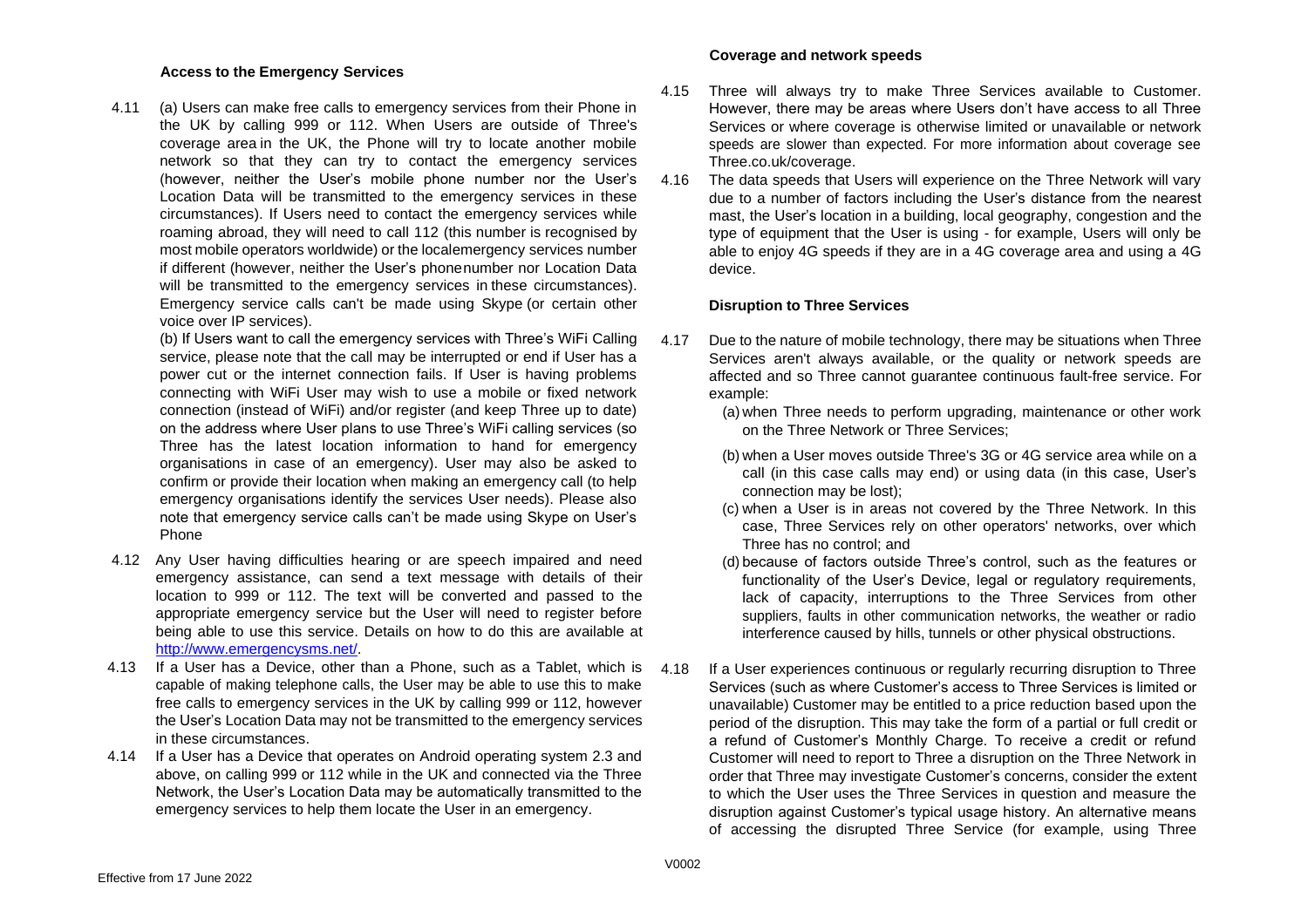### Access to the Emergency Services

4.11 (a) Users can make free calls to emergency services from their Phone in the UK by calling 999 or 112. When Users are outside of Three's coverage area in the UK, the Phone will try to locate another mobile network so that they can try to contact the emergency services (however, neither the User's mobile phone number nor the User's Location Data will be transmitted to the emergency services in these circumstances). If Users need to contact the emergency services while roaming abroad, they will need to call 112 (this number is recognised by most mobile operators worldwide) or the localemergency services number if different (however, neither the User's phonenumber nor Location Data will be transmitted to the emergency services in these circumstances). Emergency service calls can't be made using Skype (or certain other voice over IP services).

(b) If Users want to call the emergency services with Three's WiFi Calling service, please note that the call may be interrupted or end if User has a power cut or the internet connection fails. If User is having problems connecting with WiFi User may wish to use a mobile or fixed network connection (instead of WiFi) and/or register (and keep Three up to date) on the address where User plans to use Three's WiFi calling services (so Three has the latest location information to hand for emergency organisations in case of an emergency). User may also be asked to confirm or provide their location when making an emergency call (to help emergency organisations identify the services User needs). Please also note that emergency service calls can't be made using Skype on User's Phone

4.12 Any User having difficulties hearing or are speech impaired and need emergency assistance, can send a text message with details of their location to 999 or 112. The text will be converted and passed to the appropriate emergency service but the User will need to register before being able to use this service. Details on how to do this are available at [http://www.emergencysms.net/](http://www.emergencysms.net/).

4.13 If a User has a Device, other than a Phone, such as a Tablet, which is capable of making telephone calls, the User may be able to use this to make free calls to emergency services in the UK by calling 999 or 112, however the User's Location Data may not be transmitted to the emergency services in these circumstances.

4.14 If a User has a Device that operates on Android operating system 2.3 and above, on calling 999 or 112 while in the UK and connected via the Three Network, the User's Location Data may be automatically transmitted to the emergency services to help them locate the User in an emergency.

### Coverage and network speeds

4.15 Three will always try to make Three Services available to Customer. However, there may be areas where Users don't have access to all Three Services or where coverage is otherwise limited or unavailable or network speeds are slower than expected. For more information about coverage see Three.co.uk/coverage.

4.16 The data speeds that Users will experience on the Three Network will vary due to a number of factors including the User's distance from the nearest mast, the User's location in a building, local geography, congestion and the type of equipment that the User is using - for example, Users will only be able to enjoy 4G speeds if they are in a 4G coverage area and using a 4G device.

### Disruption to Three Services

4.17 Due to the nature of mobile technology, there may be situations when Three Services aren't always available, or the quality or network speeds are affected and so Three cannot guarantee continuous fault-free service. For example:

(a) when Three needs to perform upgrading, maintenance or other work on the Three Network or Three Services;

(b) when a User moves outside Three's 3G or 4G service area while on a call (in this case calls may end) or using data (in this case, User's connection may be lost);

(c) when a User is in areas not covered by the Three Network. In this case, Three Services rely on other operators' networks, over which Three has no control; and

(d) because of factors outside Three's control, such as the features or functionality of the User's Device, legal or regulatory requirements, lack of capacity, interruptions to the Three Services from other suppliers, faults in other communication networks, the weather or radio interference caused by hills, tunnels or other physical obstructions.

4.18 If a User experiences continuous or regularly recurring disruption to Three Services (such as where Customer's access to Three Services is limited or unavailable) Customer may be entitled to a price reduction based upon the period of the disruption. This may take the form of a partial or full credit or a refund of Customer's Monthly Charge. To receive a credit or refund Customer will need to report to Three a disruption on the Three Network in order that Three may investigate Customer's concerns, consider the extent to which the User uses the Three Services in question and measure the disruption against Customer's typical usage history. An alternative means of accessing the disrupted Three Service (for example, using Three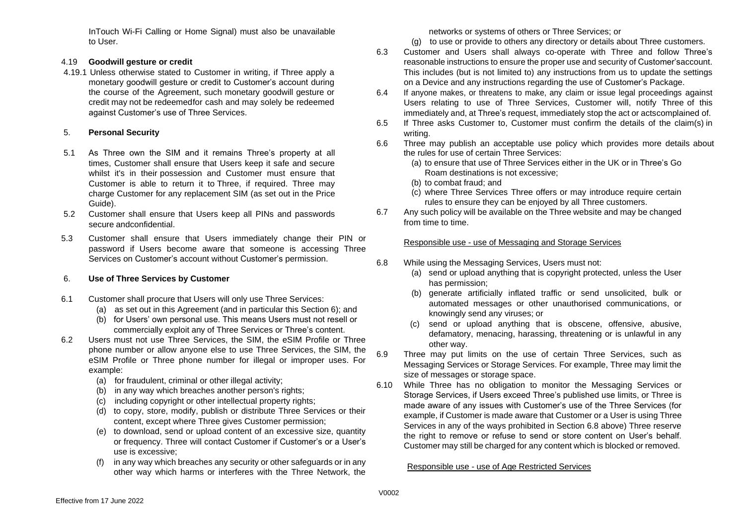InTouch Wi-Fi Calling or Home Signal) must also be unavailable to User.

4.19 **Goodwill gesture or credit**

4.19.1 Unless otherwise stated to Customer in writing, if Three apply a monetary goodwill gesture or credit to Customer's account during the course of the Agreement, such monetary goodwill gesture or credit may not be redeemedfor cash and may solely be redeemed against Customer's use of Three Services.

## 5. Personal Security

5.1 As Three own the SIM and it remains Three's property at all times, Customer shall ensure that Users keep it safe and secure whilst it's in their possession and Customer must ensure that Customer is able to return it to Three, if required. Three may charge Customer for any replacement SIM (as set out in the Price Guide).

5.2 Customer shall ensure that Users keep all PINs and passwords secure andconfidential.

5.3 Customer shall ensure that Users immediately change their PIN or password if Users become aware that someone is accessing Three Services on Customer's account without Customer's permission.

## 6. Use of Three Services by Customer

6.1 Customer shall procure that Users will only use Three Services:
- (a) as set out in this Agreement (and in particular this Section 6); and
- (b) for Users' own personal use. This means Users must not resell or commercially exploit any of Three Services or Three's content.

6.2 Users must not use Three Services, the SIM, the eSIM Profile or Three phone number or allow anyone else to use Three Services, the SIM, the eSIM Profile or Three phone number for illegal or improper uses. For example:
- (a) for fraudulent, criminal or other illegal activity;
- (b) in any way which breaches another person's rights;
- (c) including copyright or other intellectual property rights;
- (d) to copy, store, modify, publish or distribute Three Services or their content, except where Three gives Customer permission;
- (e) to download, send or upload content of an excessive size, quantity or frequency. Three will contact Customer if Customer's or a User's use is excessive;
- (f) in any way which breaches any security or other safeguards or in any other way which harms or interferes with the Three Network, the networks or systems of others or Three Services; or
- (g) to use or provide to others any directory or details about Three customers.

6.3 Customer and Users shall always co-operate with Three and follow Three's reasonable instructions to ensure the proper use and security of Customer'saccount. This includes (but is not limited to) any instructions from us to update the settings on a Device and any instructions regarding the use of Customer's Package.

6.4 If anyone makes, or threatens to make, any claim or issue legal proceedings against Users relating to use of Three Services, Customer will, notify Three of this immediately and, at Three's request, immediately stop the act or actscomplained of.

6.5 If Three asks Customer to, Customer must confirm the details of the claim(s) in writing.

6.6 Three may publish an acceptable use policy which provides more details about the rules for use of certain Three Services:
- (a) to ensure that use of Three Services either in the UK or in Three's Go Roam destinations is not excessive;
- (b) to combat fraud; and
- (c) where Three Services Three offers or may introduce require certain rules to ensure they can be enjoyed by all Three customers.

6.7 Any such policy will be available on the Three website and may be changed from time to time.

### Responsible use - use of Messaging and Storage Services

6.8 While using the Messaging Services, Users must not:
- (a) send or upload anything that is copyright protected, unless the User has permission;
- (b) generate artificially inflated traffic or send unsolicited, bulk or automated messages or other unauthorised communications, or knowingly send any viruses; or
- (c) send or upload anything that is obscene, offensive, abusive, defamatory, menacing, harassing, threatening or is unlawful in any other way.

6.9 Three may put limits on the use of certain Three Services, such as Messaging Services or Storage Services. For example, Three may limit the size of messages or storage space.

6.10 While Three has no obligation to monitor the Messaging Services or Storage Services, if Users exceed Three's published use limits, or Three is made aware of any issues with Customer's use of the Three Services (for example, if Customer is made aware that Customer or a User is using Three Services in any of the ways prohibited in Section 6.8 above) Three reserve the right to remove or refuse to send or store content on User's behalf. Customer may still be charged for any content which is blocked or removed.

### Responsible use - use of Age Restricted Services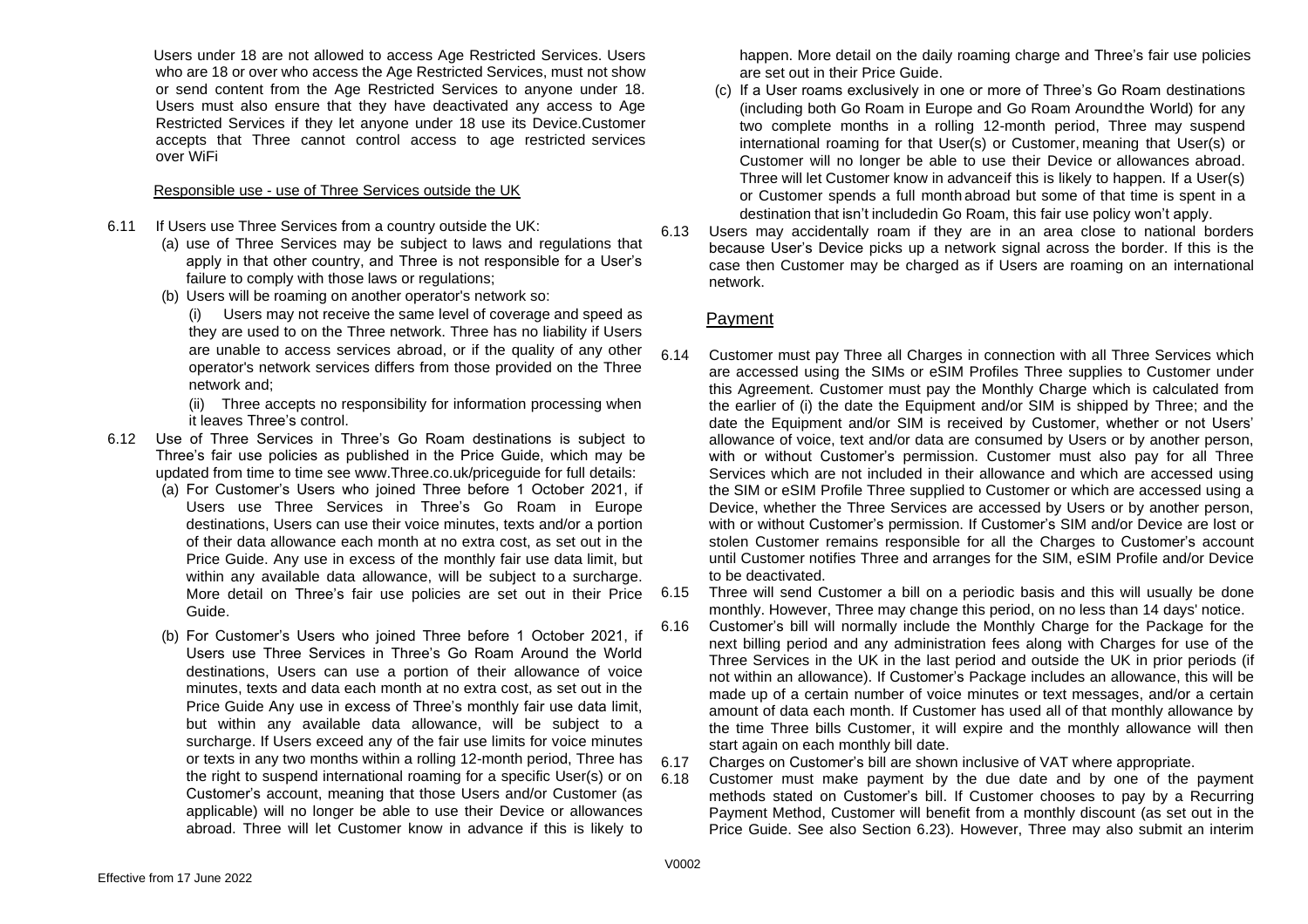Users under 18 are not allowed to access Age Restricted Services. Users who are 18 or over who access the Age Restricted Services, must not show or send content from the Age Restricted Services to anyone under 18. Users must also ensure that they have deactivated any access to Age Restricted Services if they let anyone under 18 use its Device.Customer accepts that Three cannot control access to age restricted services over WiFi

Responsible use - use of Three Services outside the UK

6.11 If Users use Three Services from a country outside the UK:

(a) use of Three Services may be subject to laws and regulations that apply in that other country, and Three is not responsible for a User's failure to comply with those laws or regulations;

(b) Users will be roaming on another operator's network so:

(i) Users may not receive the same level of coverage and speed as they are used to on the Three network. Three has no liability if Users are unable to access services abroad, or if the quality of any other operator's network services differs from those provided on the Three network and;

(ii) Three accepts no responsibility for information processing when it leaves Three's control.

6.12 Use of Three Services in Three's Go Roam destinations is subject to Three's fair use policies as published in the Price Guide, which may be updated from time to time see www.Three.co.uk/priceguide for full details:

(a) For Customer's Users who joined Three before 1 October 2021, if Users use Three Services in Three's Go Roam in Europe destinations, Users can use their voice minutes, texts and/or a portion of their data allowance each month at no extra cost, as set out in the Price Guide. Any use in excess of the monthly fair use data limit, but within any available data allowance, will be subject to a surcharge. More detail on Three's fair use policies are set out in their Price Guide.

(b) For Customer's Users who joined Three before 1 October 2021, if Users use Three Services in Three's Go Roam Around the World destinations, Users can use a portion of their allowance of voice minutes, texts and data each month at no extra cost, as set out in the Price Guide Any use in excess of Three's monthly fair use data limit, but within any available data allowance, will be subject to a surcharge. If Users exceed any of the fair use limits for voice minutes or texts in any two months within a rolling 12-month period, Three has the right to suspend international roaming for a specific User(s) or on Customer's account, meaning that those Users and/or Customer (as applicable) will no longer be able to use their Device or allowances abroad. Three will let Customer know in advance if this is likely to happen. More detail on the daily roaming charge and Three's fair use policies are set out in their Price Guide.

(c) If a User roams exclusively in one or more of Three's Go Roam destinations (including both Go Roam in Europe and Go Roam Aroundthe World) for any two complete months in a rolling 12-month period, Three may suspend international roaming for that User(s) or Customer, meaning that User(s) or Customer will no longer be able to use their Device or allowances abroad. Three will let Customer know in advanceif this is likely to happen. If a User(s) or Customer spends a full month abroad but some of that time is spent in a destination that isn't includedin Go Roam, this fair use policy won't apply.

6.13 Users may accidentally roam if they are in an area close to national borders because User's Device picks up a network signal across the border. If this is the case then Customer may be charged as if Users are roaming on an international network.

## Payment

6.14 Customer must pay Three all Charges in connection with all Three Services which are accessed using the SIMs or eSIM Profiles Three supplies to Customer under this Agreement. Customer must pay the Monthly Charge which is calculated from the earlier of (i) the date the Equipment and/or SIM is shipped by Three; and the date the Equipment and/or SIM is received by Customer, whether or not Users' allowance of voice, text and/or data are consumed by Users or by another person, with or without Customer's permission. Customer must also pay for all Three Services which are not included in their allowance and which are accessed using the SIM or eSIM Profile Three supplied to Customer or which are accessed using a Device, whether the Three Services are accessed by Users or by another person, with or without Customer's permission. If Customer's SIM and/or Device are lost or stolen Customer remains responsible for all the Charges to Customer's account until Customer notifies Three and arranges for the SIM, eSIM Profile and/or Device to be deactivated.

6.15 Three will send Customer a bill on a periodic basis and this will usually be done monthly. However, Three may change this period, on no less than 14 days' notice.

6.16 Customer's bill will normally include the Monthly Charge for the Package for the next billing period and any administration fees along with Charges for use of the Three Services in the UK in the last period and outside the UK in prior periods (if not within an allowance). If Customer's Package includes an allowance, this will be made up of a certain number of voice minutes or text messages, and/or a certain amount of data each month. If Customer has used all of that monthly allowance by the time Three bills Customer, it will expire and the monthly allowance will then start again on each monthly bill date.

6.17 Charges on Customer's bill are shown inclusive of VAT where appropriate.

6.18 Customer must make payment by the due date and by one of the payment methods stated on Customer's bill. If Customer chooses to pay by a Recurring Payment Method, Customer will benefit from a monthly discount (as set out in the Price Guide. See also Section 6.23). However, Three may also submit an interim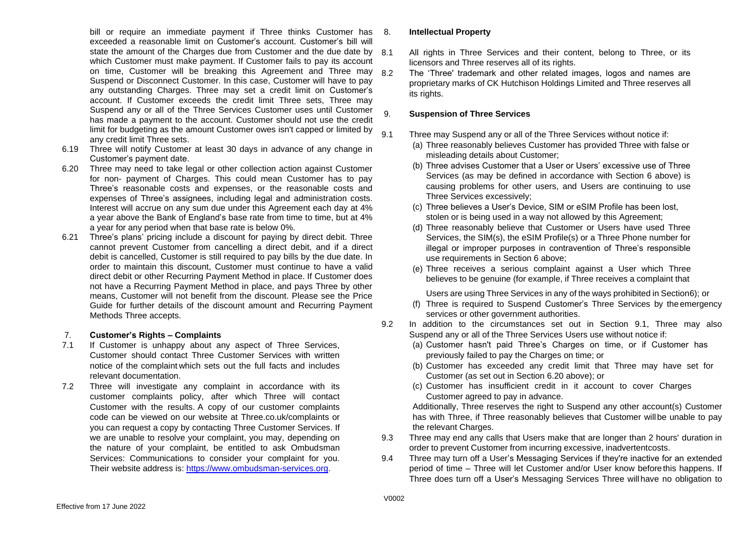bill or require an immediate payment if Three thinks Customer has exceeded a reasonable limit on Customer's account. Customer's bill will state the amount of the Charges due from Customer and the due date by which Customer must make payment. If Customer fails to pay its account on time, Customer will be breaking this Agreement and Three may Suspend or Disconnect Customer. In this case, Customer will have to pay any outstanding Charges. Three may set a credit limit on Customer's account. If Customer exceeds the credit limit Three sets, Three may Suspend any or all of the Three Services Customer uses until Customer has made a payment to the account. Customer should not use the credit limit for budgeting as the amount Customer owes isn't capped or limited by any credit limit Three sets.

6.19 Three will notify Customer at least 30 days in advance of any change in Customer's payment date.

6.20 Three may need to take legal or other collection action against Customer for non- payment of Charges. This could mean Customer has to pay Three's reasonable costs and expenses, or the reasonable costs and expenses of Three's assignees, including legal and administration costs. Interest will accrue on any sum due under this Agreement each day at 4% a year above the Bank of England's base rate from time to time, but at 4% a year for any period when that base rate is below 0%.

6.21 Three's plans' pricing include a discount for paying by direct debit. Three cannot prevent Customer from cancelling a direct debit, and if a direct debit is cancelled, Customer is still required to pay bills by the due date. In order to maintain this discount, Customer must continue to have a valid direct debit or other Recurring Payment Method in place. If Customer does not have a Recurring Payment Method in place, and pays Three by other means, Customer will not benefit from the discount. Please see the Price Guide for further details of the discount amount and Recurring Payment Methods Three accepts.

## 7. Customer's Rights – Complaints

7.1 If Customer is unhappy about any aspect of Three Services, Customer should contact Three Customer Services with written notice of the complaint which sets out the full facts and includes relevant documentation.

7.2 Three will investigate any complaint in accordance with its customer complaints policy, after which Three will contact Customer with the results. A copy of our customer complaints code can be viewed on our website at Three.co.uk/complaints or you can request a copy by contacting Three Customer Services. If we are unable to resolve your complaint, you may, depending on the nature of your complaint, be entitled to ask Ombudsman Services: Communications to consider your complaint for you. Their website address is: [https://www.ombudsman-services.org](https://www.ombudsman-services.org).

## 8. Intellectual Property

8.1 All rights in Three Services and their content, belong to Three, or its licensors and Three reserves all of its rights.

8.2 The 'Three' trademark and other related images, logos and names are proprietary marks of CK Hutchison Holdings Limited and Three reserves all its rights.

## 9. Suspension of Three Services

9.1 Three may Suspend any or all of the Three Services without notice if:

(a) Three reasonably believes Customer has provided Three with false or misleading details about Customer;

(b) Three advises Customer that a User or Users' excessive use of Three Services (as may be defined in accordance with Section 6 above) is causing problems for other users, and Users are continuing to use Three Services excessively;

(c) Three believes a User's Device, SIM or eSIM Profile has been lost, stolen or is being used in a way not allowed by this Agreement;

(d) Three reasonably believe that Customer or Users have used Three Services, the SIM(s), the eSIM Profile(s) or a Three Phone number for illegal or improper purposes in contravention of Three's responsible use requirements in Section 6 above;

(e) Three receives a serious complaint against a User which Three believes to be genuine (for example, if Three receives a complaint that Users are using Three Services in any of the ways prohibited in Section6); or

(f) Three is required to Suspend Customer's Three Services by the emergency services or other government authorities.

9.2 In addition to the circumstances set out in Section 9.1, Three may also Suspend any or all of the Three Services Users use without notice if:

(a) Customer hasn't paid Three's Charges on time, or if Customer has previously failed to pay the Charges on time; or

(b) Customer has exceeded any credit limit that Three may have set for Customer (as set out in Section 6.20 above); or

(c) Customer has insufficient credit in it account to cover Charges Customer agreed to pay in advance.

Additionally, Three reserves the right to Suspend any other account(s) Customer has with Three, if Three reasonably believes that Customer will be unable to pay the relevant Charges.

9.3 Three may end any calls that Users make that are longer than 2 hours' duration in order to prevent Customer from incurring excessive, inadvertent costs.

9.4 Three may turn off a User's Messaging Services if they're inactive for an extended period of time – Three will let Customer and/or User know before this happens. If Three does turn off a User's Messaging Services Three will have no obligation to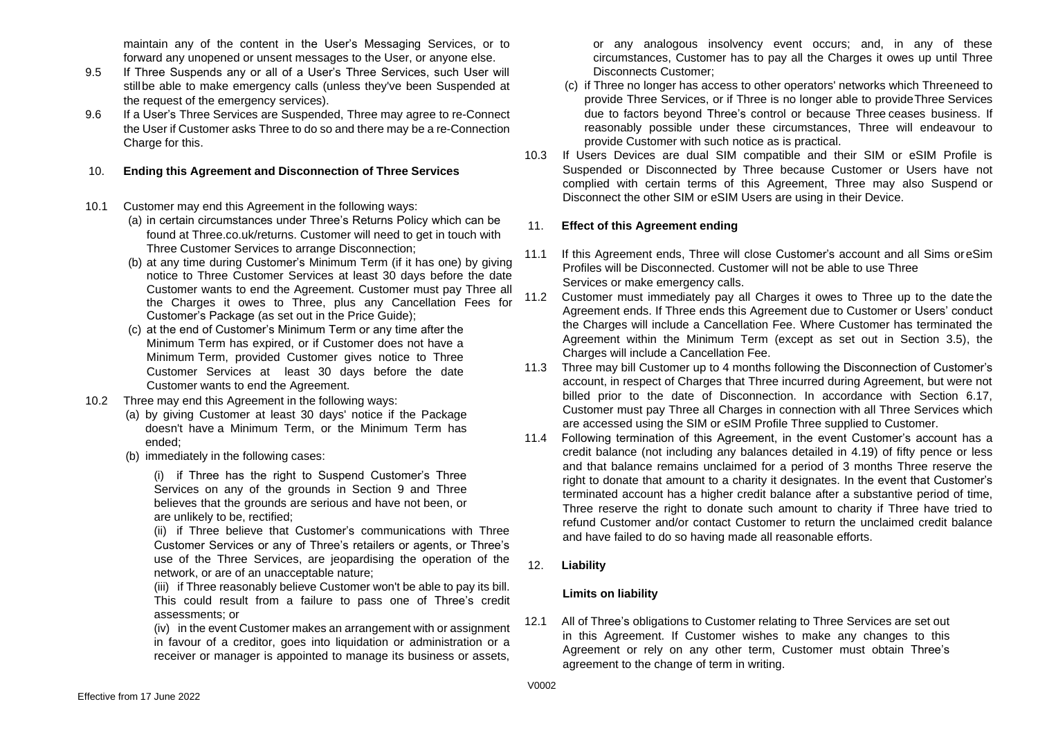maintain any of the content in the User's Messaging Services, or to forward any unopened or unsent messages to the User, or anyone else.

9.5 If Three Suspends any or all of a User's Three Services, such User will still be able to make emergency calls (unless they've been Suspended at the request of the emergency services).

9.6 If a User's Three Services are Suspended, Three may agree to re-Connect the User if Customer asks Three to do so and there may be a re-Connection Charge for this.

## 10. Ending this Agreement and Disconnection of Three Services

10.1 Customer may end this Agreement in the following ways:

(a) in certain circumstances under Three's Returns Policy which can be found at Three.co.uk/returns. Customer will need to get in touch with Three Customer Services to arrange Disconnection;

(b) at any time during Customer's Minimum Term (if it has one) by giving notice to Three Customer Services at least 30 days before the date Customer wants to end the Agreement. Customer must pay Three all the Charges it owes to Three, plus any Cancellation Fees for Customer's Package (as set out in the Price Guide);

(c) at the end of Customer's Minimum Term or any time after the Minimum Term has expired, or if Customer does not have a Minimum Term, provided Customer gives notice to Three Customer Services at least 30 days before the date Customer wants to end the Agreement.

10.2 Three may end this Agreement in the following ways:

(a) by giving Customer at least 30 days' notice if the Package doesn't have a Minimum Term, or the Minimum Term has ended;

(b) immediately in the following cases:

(i) if Three has the right to Suspend Customer's Three Services on any of the grounds in Section 9 and Three believes that the grounds are serious and have not been, or are unlikely to be, rectified;

(ii) if Three believe that Customer's communications with Three Customer Services or any of Three's retailers or agents, or Three's use of the Three Services, are jeopardising the operation of the network, or are of an unacceptable nature;

(iii) if Three reasonably believe Customer won't be able to pay its bill. This could result from a failure to pass one of Three's credit assessments; or

(iv) in the event Customer makes an arrangement with or assignment in favour of a creditor, goes into liquidation or administration or a receiver or manager is appointed to manage its business or assets, or any analogous insolvency event occurs; and, in any of these circumstances, Customer has to pay all the Charges it owes up until Three Disconnects Customer;

(c) if Three no longer has access to other operators' networks which Three need to provide Three Services, or if Three is no longer able to provide Three Services due to factors beyond Three's control or because Three ceases business. If reasonably possible under these circumstances, Three will endeavour to provide Customer with such notice as is practical.

10.3 If Users Devices are dual SIM compatible and their SIM or eSIM Profile is Suspended or Disconnected by Three because Customer or Users have not complied with certain terms of this Agreement, Three may also Suspend or Disconnect the other SIM or eSIM Users are using in their Device.

## 11. Effect of this Agreement ending

11.1 If this Agreement ends, Three will close Customer's account and all Sims or eSim Profiles will be Disconnected. Customer will not be able to use Three Services or make emergency calls.

11.2 Customer must immediately pay all Charges it owes to Three up to the date the Agreement ends. If Three ends this Agreement due to Customer or Users' conduct the Charges will include a Cancellation Fee. Where Customer has terminated the Agreement within the Minimum Term (except as set out in Section 3.5), the Charges will include a Cancellation Fee.

11.3 Three may bill Customer up to 4 months following the Disconnection of Customer's account, in respect of Charges that Three incurred during Agreement, but were not billed prior to the date of Disconnection. In accordance with Section 6.17, Customer must pay Three all Charges in connection with all Three Services which are accessed using the SIM or eSIM Profile Three supplied to Customer.

11.4 Following termination of this Agreement, in the event Customer's account has a credit balance (not including any balances detailed in 4.19) of fifty pence or less and that balance remains unclaimed for a period of 3 months Three reserve the right to donate that amount to a charity it designates. In the event that Customer's terminated account has a higher credit balance after a substantive period of time, Three reserve the right to donate such amount to charity if Three have tried to refund Customer and/or contact Customer to return the unclaimed credit balance and have failed to do so having made all reasonable efforts.

## 12. Liability

### Limits on liability

12.1 All of Three's obligations to Customer relating to Three Services are set out in this Agreement. If Customer wishes to make any changes to this Agreement or rely on any other term, Customer must obtain Three's agreement to the change of term in writing.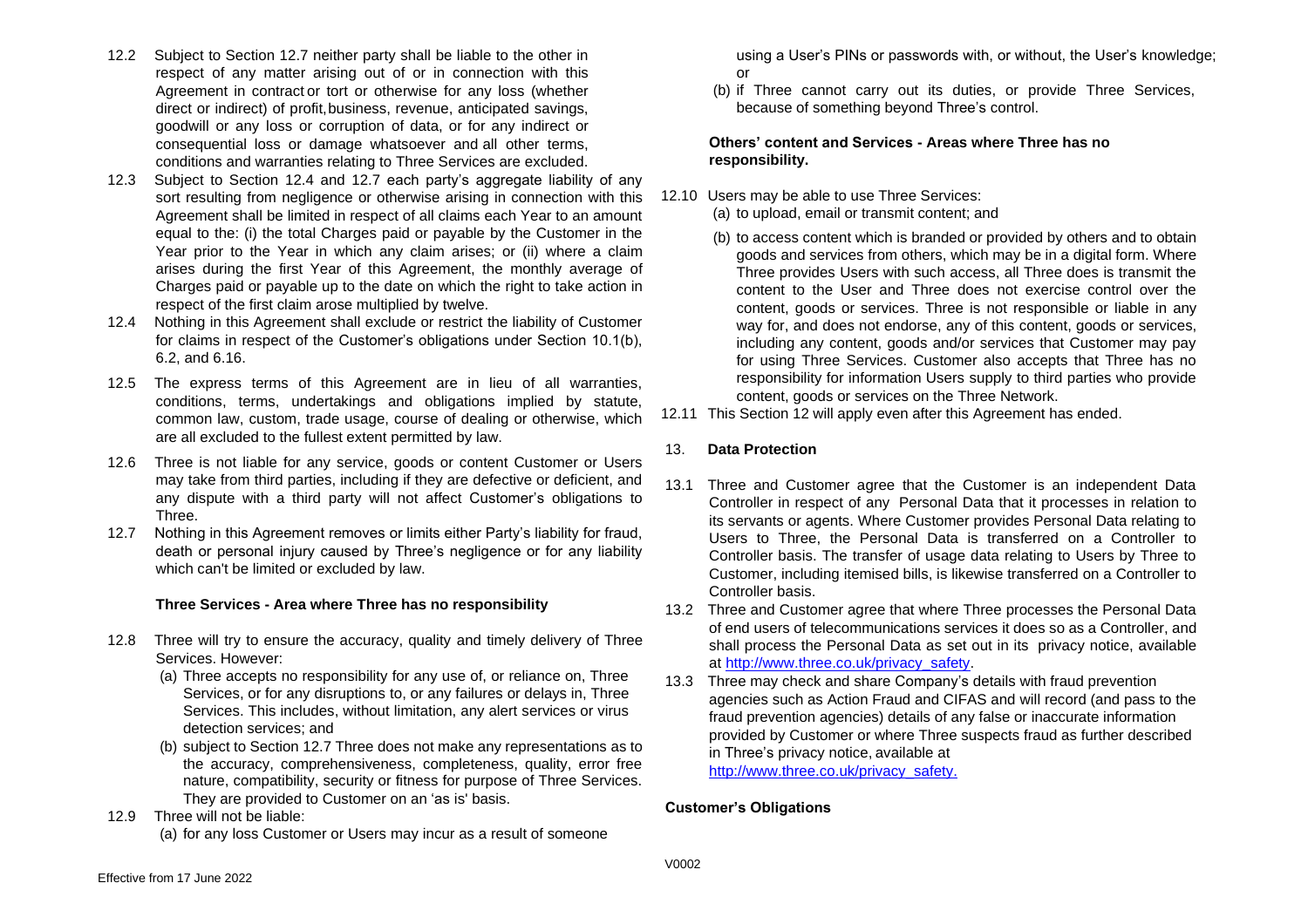12.2 Subject to Section 12.7 neither party shall be liable to the other in respect of any matter arising out of or in connection with this Agreement in contract or tort or otherwise for any loss (whether direct or indirect) of profit, business, revenue, anticipated savings, goodwill or any loss or corruption of data, or for any indirect or consequential loss or damage whatsoever and all other terms, conditions and warranties relating to Three Services are excluded.

12.3 Subject to Section 12.4 and 12.7 each party's aggregate liability of any sort resulting from negligence or otherwise arising in connection with this Agreement shall be limited in respect of all claims each Year to an amount equal to the: (i) the total Charges paid or payable by the Customer in the Year prior to the Year in which any claim arises; or (ii) where a claim arises during the first Year of this Agreement, the monthly average of Charges paid or payable up to the date on which the right to take action in respect of the first claim arose multiplied by twelve.

12.4 Nothing in this Agreement shall exclude or restrict the liability of Customer for claims in respect of the Customer's obligations under Section 10.1(b), 6.2, and 6.16.

12.5 The express terms of this Agreement are in lieu of all warranties, conditions, terms, undertakings and obligations implied by statute, common law, custom, trade usage, course of dealing or otherwise, which are all excluded to the fullest extent permitted by law.

12.6 Three is not liable for any service, goods or content Customer or Users may take from third parties, including if they are defective or deficient, and any dispute with a third party will not affect Customer's obligations to Three.

12.7 Nothing in this Agreement removes or limits either Party's liability for fraud, death or personal injury caused by Three's negligence or for any liability which can't be limited or excluded by law.

**Three Services - Area where Three has no responsibility**

12.8 Three will try to ensure the accuracy, quality and timely delivery of Three Services. However:

(a) Three accepts no responsibility for any use of, or reliance on, Three Services, or for any disruptions to, or any failures or delays in, Three Services. This includes, without limitation, any alert services or virus detection services; and

(b) subject to Section 12.7 Three does not make any representations as to the accuracy, comprehensiveness, completeness, quality, error free nature, compatibility, security or fitness for purpose of Three Services. They are provided to Customer on an 'as is' basis.

12.9 Three will not be liable:

(a) for any loss Customer or Users may incur as a result of someone using a User's PINs or passwords with, or without, the User's knowledge; or

(b) if Three cannot carry out its duties, or provide Three Services, because of something beyond Three's control.

**Others' content and Services - Areas where Three has no responsibility.**

12.10 Users may be able to use Three Services:

(a) to upload, email or transmit content; and

(b) to access content which is branded or provided by others and to obtain goods and services from others, which may be in a digital form. Where Three provides Users with such access, all Three does is transmit the content to the User and Three does not exercise control over the content, goods or services. Three is not responsible or liable in any way for, and does not endorse, any of this content, goods or services, including any content, goods and/or services that Customer may pay for using Three Services. Customer also accepts that Three has no responsibility for information Users supply to third parties who provide content, goods or services on the Three Network.

12.11 This Section 12 will apply even after this Agreement has ended.

## 13. Data Protection

13.1 Three and Customer agree that the Customer is an independent Data Controller in respect of any Personal Data that it processes in relation to its servants or agents. Where Customer provides Personal Data relating to Users to Three, the Personal Data is transferred on a Controller to Controller basis. The transfer of usage data relating to Users by Three to Customer, including itemised bills, is likewise transferred on a Controller to Controller basis.

13.2 Three and Customer agree that where Three processes the Personal Data of end users of telecommunications services it does so as a Controller, and shall process the Personal Data as set out in its privacy notice, available at http://www.three.co.uk/privacy_safety.

13.3 Three may check and share Company's details with fraud prevention agencies such as Action Fraud and CIFAS and will record (and pass to the fraud prevention agencies) details of any false or inaccurate information provided by Customer or where Three suspects fraud as further described in Three's privacy notice, available at http://www.three.co.uk/privacy_safety.

**Customer's Obligations**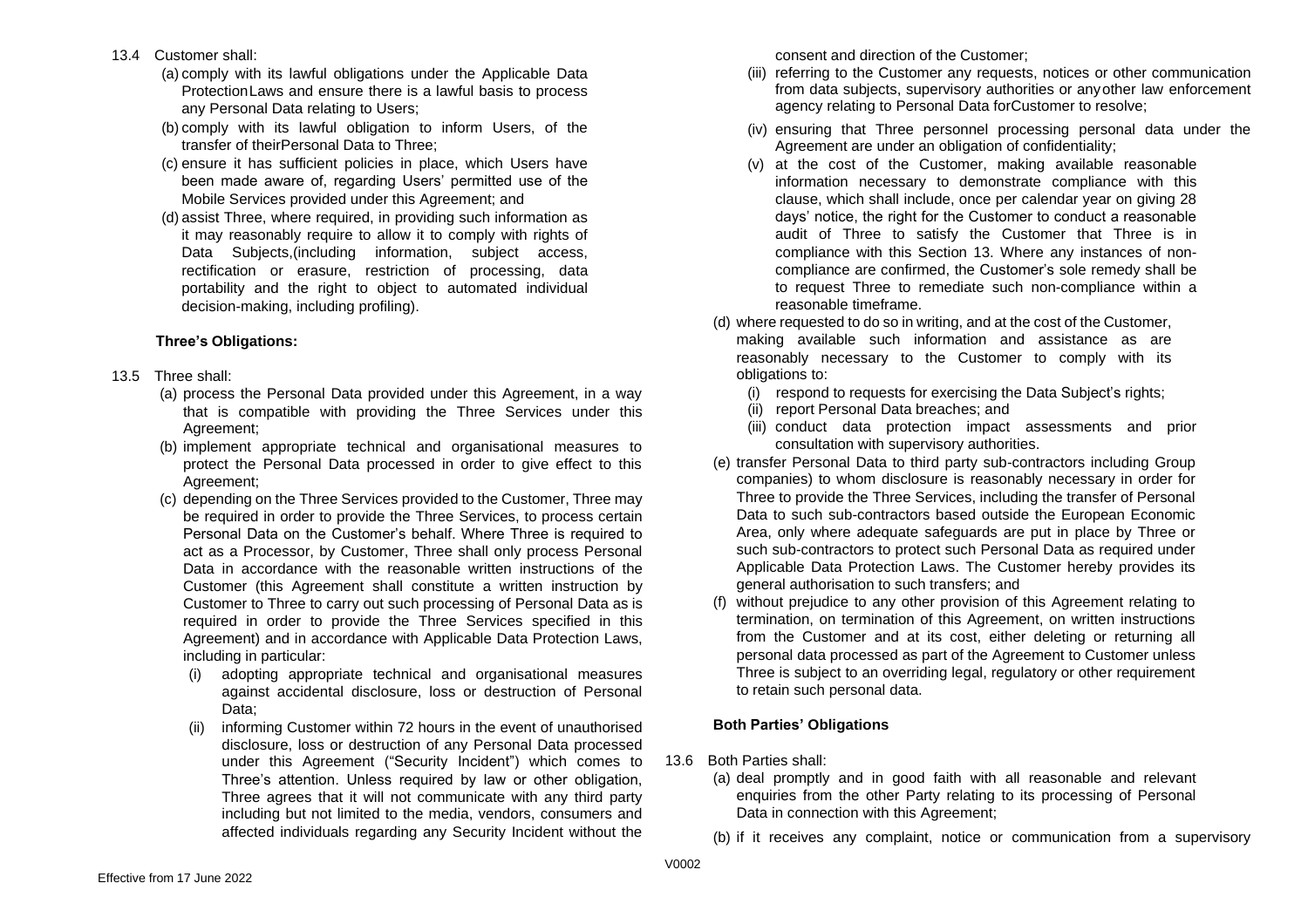13.4 Customer shall:

(a) comply with its lawful obligations under the Applicable Data ProtectionLaws and ensure there is a lawful basis to process any Personal Data relating to Users;

(b) comply with its lawful obligation to inform Users, of the transfer of theirPersonal Data to Three;

(c) ensure it has sufficient policies in place, which Users have been made aware of, regarding Users' permitted use of the Mobile Services provided under this Agreement; and

(d) assist Three, where required, in providing such information as it may reasonably require to allow it to comply with rights of Data Subjects,(including information, subject access, rectification or erasure, restriction of processing, data portability and the right to object to automated individual decision-making, including profiling).

**Three's Obligations:**

13.5 Three shall:

(a) process the Personal Data provided under this Agreement, in a way that is compatible with providing the Three Services under this Agreement;

(b) implement appropriate technical and organisational measures to protect the Personal Data processed in order to give effect to this Agreement;

(c) depending on the Three Services provided to the Customer, Three may be required in order to provide the Three Services, to process certain Personal Data on the Customer's behalf. Where Three is required to act as a Processor, by Customer, Three shall only process Personal Data in accordance with the reasonable written instructions of the Customer (this Agreement shall constitute a written instruction by Customer to Three to carry out such processing of Personal Data as is required in order to provide the Three Services specified in this Agreement) and in accordance with Applicable Data Protection Laws, including in particular:

(i) adopting appropriate technical and organisational measures against accidental disclosure, loss or destruction of Personal Data;

(ii) informing Customer within 72 hours in the event of unauthorised disclosure, loss or destruction of any Personal Data processed under this Agreement ("Security Incident") which comes to Three's attention. Unless required by law or other obligation, Three agrees that it will not communicate with any third party including but not limited to the media, vendors, consumers and affected individuals regarding any Security Incident without the consent and direction of the Customer;

(iii) referring to the Customer any requests, notices or other communication from data subjects, supervisory authorities or anyother law enforcement agency relating to Personal Data forCustomer to resolve;

(iv) ensuring that Three personnel processing personal data under the Agreement are under an obligation of confidentiality;

(v) at the cost of the Customer, making available reasonable information necessary to demonstrate compliance with this clause, which shall include, once per calendar year on giving 28 days' notice, the right for the Customer to conduct a reasonable audit of Three to satisfy the Customer that Three is in compliance with this Section 13. Where any instances of non-compliance are confirmed, the Customer's sole remedy shall be to request Three to remediate such non-compliance within a reasonable timeframe.

(d) where requested to do so in writing, and at the cost of the Customer, making available such information and assistance as are reasonably necessary to the Customer to comply with its obligations to:

(i) respond to requests for exercising the Data Subject's rights;

(ii) report Personal Data breaches; and

(iii) conduct data protection impact assessments and prior consultation with supervisory authorities.

(e) transfer Personal Data to third party sub-contractors including Group companies) to whom disclosure is reasonably necessary in order for Three to provide the Three Services, including the transfer of Personal Data to such sub-contractors based outside the European Economic Area, only where adequate safeguards are put in place by Three or such sub-contractors to protect such Personal Data as required under Applicable Data Protection Laws. The Customer hereby provides its general authorisation to such transfers; and

(f) without prejudice to any other provision of this Agreement relating to termination, on termination of this Agreement, on written instructions from the Customer and at its cost, either deleting or returning all personal data processed as part of the Agreement to Customer unless Three is subject to an overriding legal, regulatory or other requirement to retain such personal data.

**Both Parties' Obligations**

13.6 Both Parties shall:

(a) deal promptly and in good faith with all reasonable and relevant enquiries from the other Party relating to its processing of Personal Data in connection with this Agreement;

(b) if it receives any complaint, notice or communication from a supervisory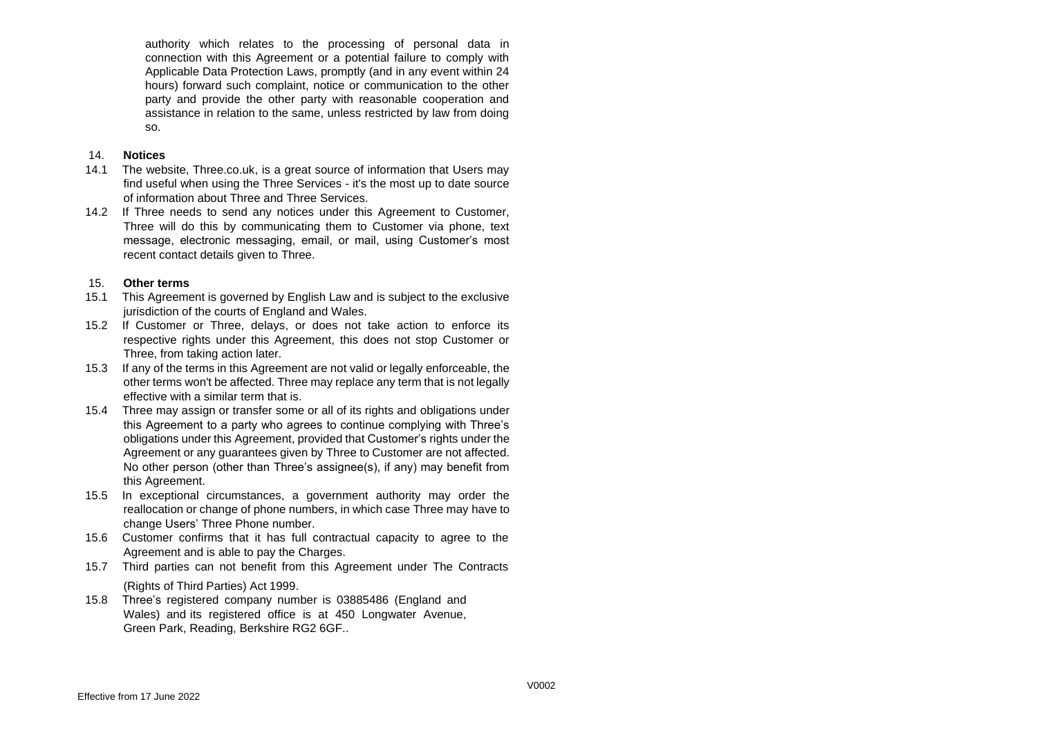authority which relates to the processing of personal data in connection with this Agreement or a potential failure to comply with Applicable Data Protection Laws, promptly (and in any event within 24 hours) forward such complaint, notice or communication to the other party and provide the other party with reasonable cooperation and assistance in relation to the same, unless restricted by law from doing so.

## 14. Notices

14.1 The website, Three.co.uk, is a great source of information that Users may find useful when using the Three Services - it's the most up to date source of information about Three and Three Services.

14.2 If Three needs to send any notices under this Agreement to Customer, Three will do this by communicating them to Customer via phone, text message, electronic messaging, email, or mail, using Customer's most recent contact details given to Three.

## 15. Other terms

15.1 This Agreement is governed by English Law and is subject to the exclusive jurisdiction of the courts of England and Wales.

15.2 If Customer or Three, delays, or does not take action to enforce its respective rights under this Agreement, this does not stop Customer or Three, from taking action later.

15.3 If any of the terms in this Agreement are not valid or legally enforceable, the other terms won't be affected. Three may replace any term that is not legally effective with a similar term that is.

15.4 Three may assign or transfer some or all of its rights and obligations under this Agreement to a party who agrees to continue complying with Three's obligations under this Agreement, provided that Customer's rights under the Agreement or any guarantees given by Three to Customer are not affected. No other person (other than Three's assignee(s), if any) may benefit from this Agreement.

15.5 In exceptional circumstances, a government authority may order the reallocation or change of phone numbers, in which case Three may have to change Users' Three Phone number.

15.6 Customer confirms that it has full contractual capacity to agree to the Agreement and is able to pay the Charges.

15.7 Third parties can not benefit from this Agreement under The Contracts (Rights of Third Parties) Act 1999.

15.8 Three's registered company number is 03885486 (England and Wales) and its registered office is at 450 Longwater Avenue, Green Park, Reading, Berkshire RG2 6GF..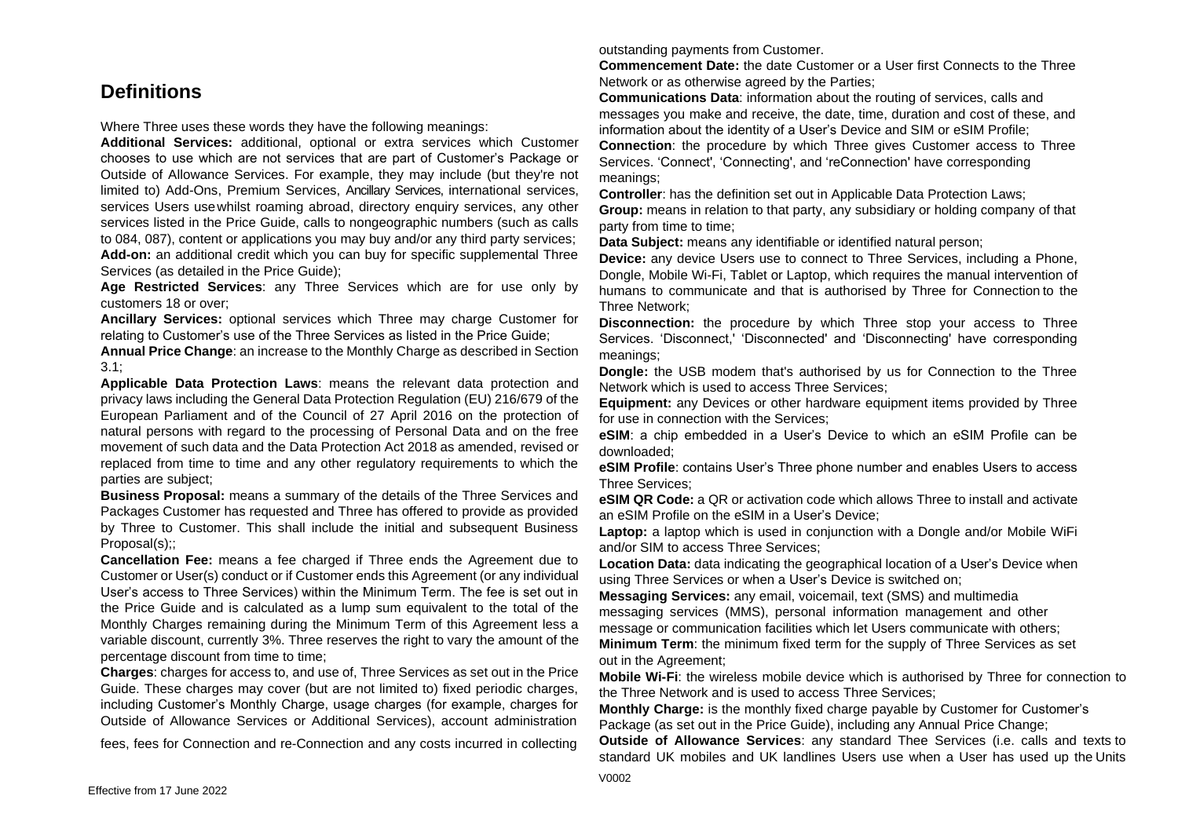## Definitions

Where Three uses these words they have the following meanings:

**Additional Services:** additional, optional or extra services which Customer chooses to use which are not services that are part of Customer's Package or Outside of Allowance Services. For example, they may include (but they're not limited to) Add-Ons, Premium Services, Ancillary Services, international services, services Users use whilst roaming abroad, directory enquiry services, any other services listed in the Price Guide, calls to nongeographic numbers (such as calls to 084, 087), content or applications you may buy and/or any third party services;

**Add-on:** an additional credit which you can buy for specific supplemental Three Services (as detailed in the Price Guide);

**Age Restricted Services**: any Three Services which are for use only by customers 18 or over;

**Ancillary Services:** optional services which Three may charge Customer for relating to Customer's use of the Three Services as listed in the Price Guide;

**Annual Price Change**: an increase to the Monthly Charge as described in Section 3.1;

**Applicable Data Protection Laws**: means the relevant data protection and privacy laws including the General Data Protection Regulation (EU) 216/679 of the European Parliament and of the Council of 27 April 2016 on the protection of natural persons with regard to the processing of Personal Data and on the free movement of such data and the Data Protection Act 2018 as amended, revised or replaced from time to time and any other regulatory requirements to which the parties are subject;

**Business Proposal:** means a summary of the details of the Three Services and Packages Customer has requested and Three has offered to provide as provided by Three to Customer. This shall include the initial and subsequent Business Proposal(s);;

**Cancellation Fee:** means a fee charged if Three ends the Agreement due to Customer or User(s) conduct or if Customer ends this Agreement (or any individual User's access to Three Services) within the Minimum Term. The fee is set out in the Price Guide and is calculated as a lump sum equivalent to the total of the Monthly Charges remaining during the Minimum Term of this Agreement less a variable discount, currently 3%. Three reserves the right to vary the amount of the percentage discount from time to time;

**Charges**: charges for access to, and use of, Three Services as set out in the Price Guide. These charges may cover (but are not limited to) fixed periodic charges, including Customer's Monthly Charge, usage charges (for example, charges for Outside of Allowance Services or Additional Services), account administration fees, fees for Connection and re-Connection and any costs incurred in collecting outstanding payments from Customer.

**Commencement Date:** the date Customer or a User first Connects to the Three Network or as otherwise agreed by the Parties;

**Communications Data**: information about the routing of services, calls and messages you make and receive, the date, time, duration and cost of these, and information about the identity of a User's Device and SIM or eSIM Profile;

**Connection**: the procedure by which Three gives Customer access to Three Services. 'Connect', 'Connecting', and 'reConnection' have corresponding meanings;

**Controller**: has the definition set out in Applicable Data Protection Laws;

**Group:** means in relation to that party, any subsidiary or holding company of that party from time to time;

**Data Subject:** means any identifiable or identified natural person;

**Device:** any device Users use to connect to Three Services, including a Phone, Dongle, Mobile Wi-Fi, Tablet or Laptop, which requires the manual intervention of humans to communicate and that is authorised by Three for Connection to the Three Network;

**Disconnection:** the procedure by which Three stop your access to Three Services. 'Disconnect,' 'Disconnected' and 'Disconnecting' have corresponding meanings;

**Dongle:** the USB modem that's authorised by us for Connection to the Three Network which is used to access Three Services;

**Equipment:** any Devices or other hardware equipment items provided by Three for use in connection with the Services;

**eSIM**: a chip embedded in a User's Device to which an eSIM Profile can be downloaded;

**eSIM Profile**: contains User's Three phone number and enables Users to access Three Services;

**eSIM QR Code:** a QR or activation code which allows Three to install and activate an eSIM Profile on the eSIM in a User's Device;

**Laptop:** a laptop which is used in conjunction with a Dongle and/or Mobile WiFi and/or SIM to access Three Services;

**Location Data:** data indicating the geographical location of a User's Device when using Three Services or when a User's Device is switched on;

**Messaging Services:** any email, voicemail, text (SMS) and multimedia messaging services (MMS), personal information management and other message or communication facilities which let Users communicate with others;

**Minimum Term**: the minimum fixed term for the supply of Three Services as set out in the Agreement;

**Mobile Wi-Fi**: the wireless mobile device which is authorised by Three for connection to the Three Network and is used to access Three Services;

**Monthly Charge:** is the monthly fixed charge payable by Customer for Customer's Package (as set out in the Price Guide), including any Annual Price Change;

**Outside of Allowance Services**: any standard Thee Services (i.e. calls and texts to standard UK mobiles and UK landlines Users use when a User has used up the Units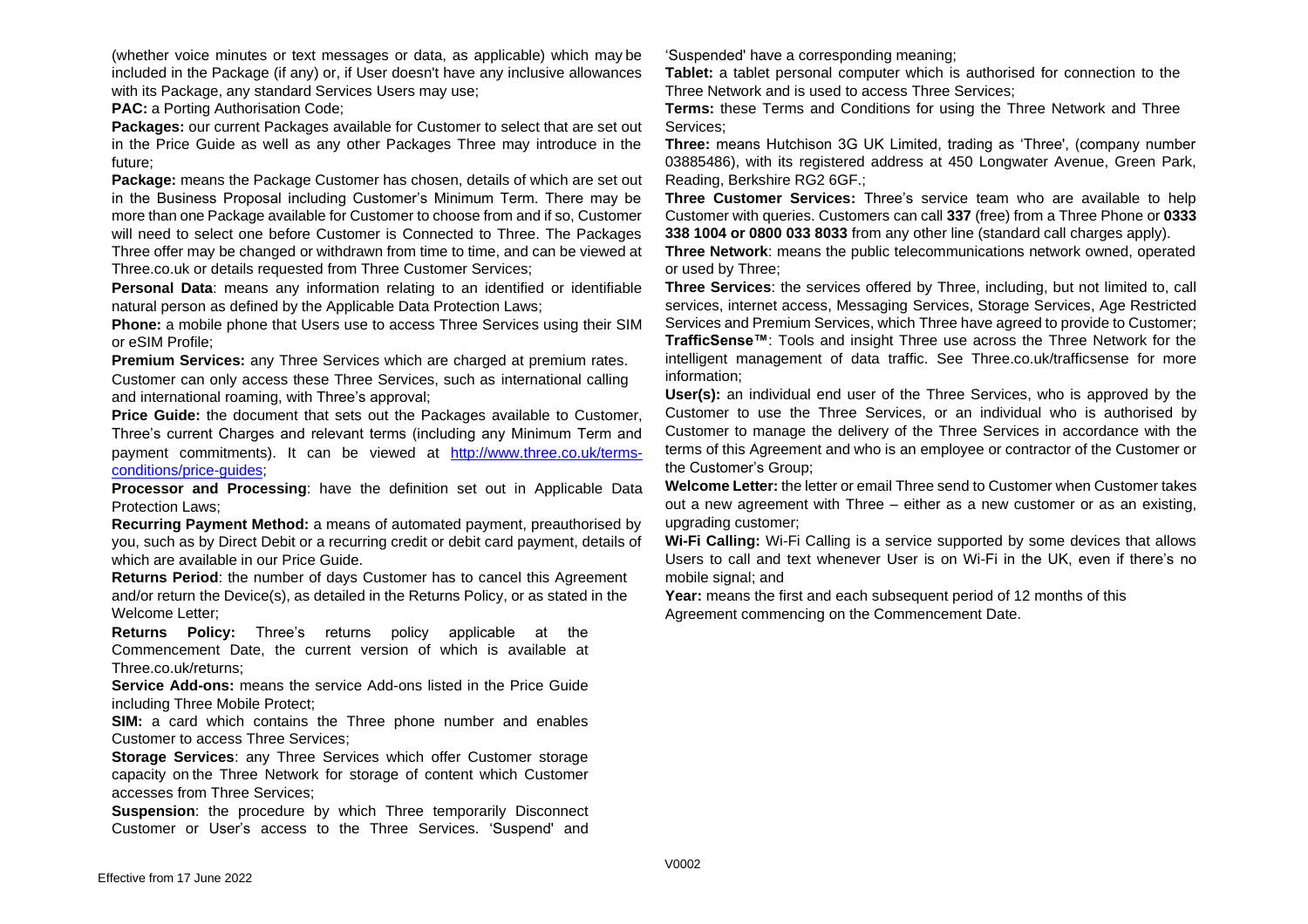(whether voice minutes or text messages or data, as applicable) which may be included in the Package (if any) or, if User doesn't have any inclusive allowances with its Package, any standard Services Users may use;

**PAC:** a Porting Authorisation Code;

**Packages:** our current Packages available for Customer to select that are set out in the Price Guide as well as any other Packages Three may introduce in the future;

**Package:** means the Package Customer has chosen, details of which are set out in the Business Proposal including Customer's Minimum Term. There may be more than one Package available for Customer to choose from and if so, Customer will need to select one before Customer is Connected to Three. The Packages Three offer may be changed or withdrawn from time to time, and can be viewed at Three.co.uk or details requested from Three Customer Services;

**Personal Data**: means any information relating to an identified or identifiable natural person as defined by the Applicable Data Protection Laws;

**Phone:** a mobile phone that Users use to access Three Services using their SIM or eSIM Profile;

**Premium Services:** any Three Services which are charged at premium rates. Customer can only access these Three Services, such as international calling and international roaming, with Three's approval;

**Price Guide:** the document that sets out the Packages available to Customer, Three's current Charges and relevant terms (including any Minimum Term and payment commitments). It can be viewed at [http://www.three.co.uk/terms-conditions/price-guides](http://www.three.co.uk/terms-conditions/price-guides);

**Processor and Processing**: have the definition set out in Applicable Data Protection Laws;

**Recurring Payment Method:** a means of automated payment, preauthorised by you, such as by Direct Debit or a recurring credit or debit card payment, details of which are available in our Price Guide.

**Returns Period**: the number of days Customer has to cancel this Agreement and/or return the Device(s), as detailed in the Returns Policy, or as stated in the Welcome Letter;

**Returns Policy:** Three's returns policy applicable at the Commencement Date, the current version of which is available at Three.co.uk/returns;

**Service Add-ons:** means the service Add-ons listed in the Price Guide including Three Mobile Protect;

**SIM:** a card which contains the Three phone number and enables Customer to access Three Services;

**Storage Services**: any Three Services which offer Customer storage capacity on the Three Network for storage of content which Customer accesses from Three Services;

**Suspension**: the procedure by which Three temporarily Disconnect Customer or User's access to the Three Services. 'Suspend' and 'Suspended' have a corresponding meaning;

**Tablet:** a tablet personal computer which is authorised for connection to the Three Network and is used to access Three Services;

**Terms:** these Terms and Conditions for using the Three Network and Three Services;

**Three:** means Hutchison 3G UK Limited, trading as 'Three', (company number 03885486), with its registered address at 450 Longwater Avenue, Green Park, Reading, Berkshire RG2 6GF.;

**Three Customer Services:** Three's service team who are available to help Customer with queries. Customers can call **337** (free) from a Three Phone or **0333 338 1004 or 0800 033 8033** from any other line (standard call charges apply).

**Three Network**: means the public telecommunications network owned, operated or used by Three;

**Three Services**: the services offered by Three, including, but not limited to, call services, internet access, Messaging Services, Storage Services, Age Restricted Services and Premium Services, which Three have agreed to provide to Customer;

**TrafficSense™**: Tools and insight Three use across the Three Network for the intelligent management of data traffic. See Three.co.uk/trafficsense for more information;

**User(s):** an individual end user of the Three Services, who is approved by the Customer to use the Three Services, or an individual who is authorised by Customer to manage the delivery of the Three Services in accordance with the terms of this Agreement and who is an employee or contractor of the Customer or the Customer's Group;

**Welcome Letter:** the letter or email Three send to Customer when Customer takes out a new agreement with Three – either as a new customer or as an existing, upgrading customer;

**Wi-Fi Calling:** Wi-Fi Calling is a service supported by some devices that allows Users to call and text whenever User is on Wi-Fi in the UK, even if there's no mobile signal; and

**Year:** means the first and each subsequent period of 12 months of this Agreement commencing on the Commencement Date.